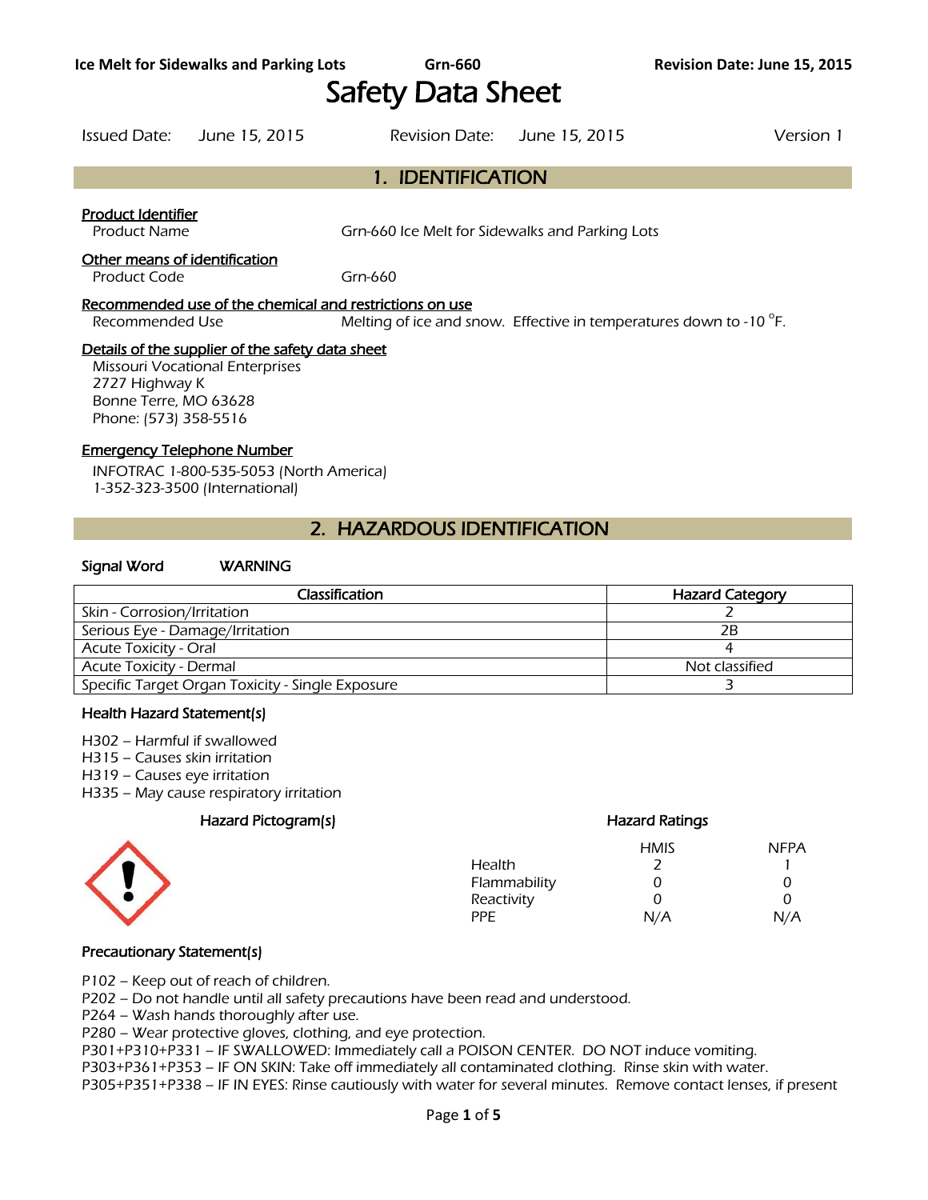# Safety Data Sheet

Issued Date: June 15, 2015 Revision Date: June 15, 2015 Version 1

## 1. IDENTIFICATION

**Product Identifier**

Product Name: Grn-660 Ice Melt for Sidewalks and Parking Lots

**Other means of identification**

Product Code: Grn-660

**Recommended use of the chemical and restrictions on use**

Recommended Use: Melting of ice and snow. Effective in temperatures down to -10 °F.

**Details of the supplier of the safety data sheet**

Missouri Vocational Enterprises
2727 Highway K
Bonne Terre, MO 63628
Phone: (573) 358-5516

**Emergency Telephone Number**

INFOTRAC 1-800-535-5053 (North America)
1-352-323-3500 (International)

## 2. HAZARDOUS IDENTIFICATION

**Signal Word** WARNING

| Classification | Hazard Category |
|---|---|
| Skin - Corrosion/Irritation | 2 |
| Serious Eye - Damage/Irritation | 2B |
| Acute Toxicity - Oral | 4 |
| Acute Toxicity - Dermal | Not classified |
| Specific Target Organ Toxicity - Single Exposure | 3 |

**Health Hazard Statement(s)**

H302 – Harmful if swallowed
H315 – Causes skin irritation
H319 – Causes eye irritation
H335 – May cause respiratory irritation

**Hazard Pictogram(s)**

**Hazard Ratings**

| | HMIS | NFPA |
|---|---|---|
| Health | 2 | 1 |
| Flammability | 0 | 0 |
| Reactivity | 0 | 0 |
| PPE | N/A | N/A |

**Precautionary Statement(s)**

P102 – Keep out of reach of children.
P202 – Do not handle until all safety precautions have been read and understood.
P264 – Wash hands thoroughly after use.
P280 – Wear protective gloves, clothing, and eye protection.
P301+P310+P331 – IF SWALLOWED: Immediately call a POISON CENTER. DO NOT induce vomiting.
P303+P361+P353 – IF ON SKIN: Take off immediately all contaminated clothing. Rinse skin with water.
P305+P351+P338 – IF IN EYES: Rinse cautiously with water for several minutes. Remove contact lenses, if present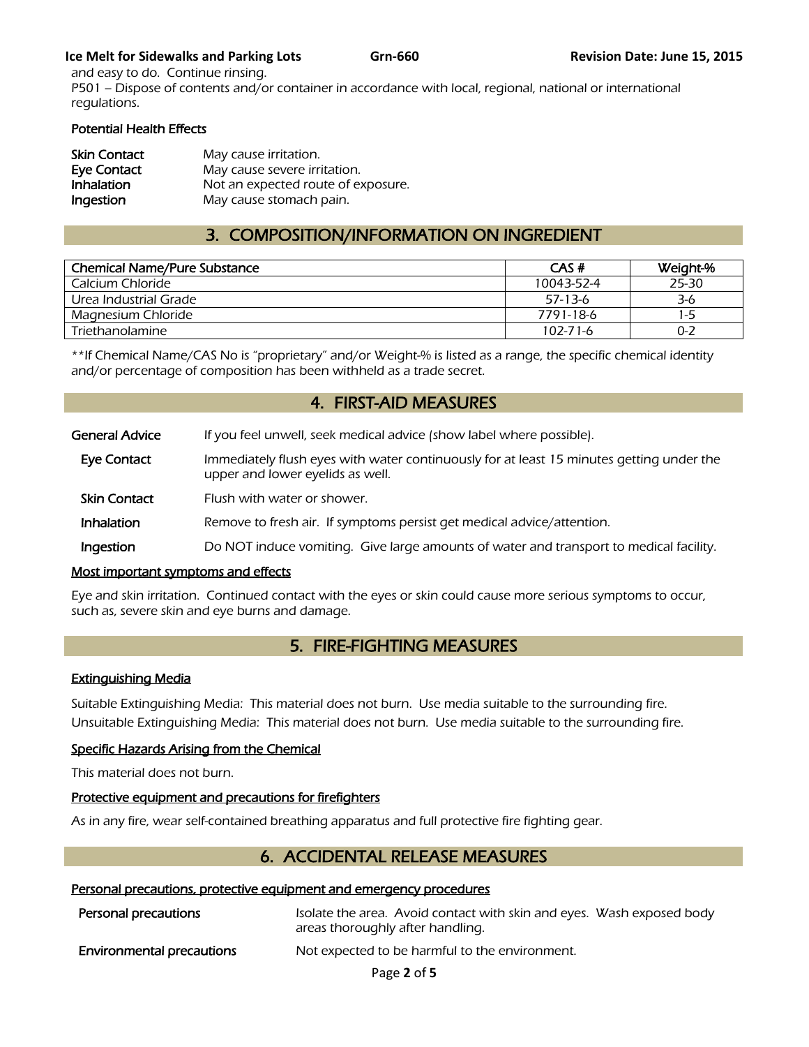and easy to do. Continue rinsing.
P501 – Dispose of contents and/or container in accordance with local, regional, national or international regulations.

**Potential Health Effects**

| | |
|---|---|
| **Skin Contact** | May cause irritation. |
| **Eye Contact** | May cause severe irritation. |
| **Inhalation** | Not an expected route of exposure. |
| **Ingestion** | May cause stomach pain. |

## 3. COMPOSITION/INFORMATION ON INGREDIENT

| Chemical Name/Pure Substance | CAS # | Weight-% |
|---|---|---|
| Calcium Chloride | 10043-52-4 | 25-30 |
| Urea Industrial Grade | 57-13-6 | 3-6 |
| Magnesium Chloride | 7791-18-6 | 1-5 |
| Triethanolamine | 102-71-6 | 0-2 |

**If Chemical Name/CAS No is "proprietary" and/or Weight-% is listed as a range, the specific chemical identity and/or percentage of composition has been withheld as a trade secret.

## 4. FIRST-AID MEASURES

| | |
|---|---|
| **General Advice** | If you feel unwell, seek medical advice (show label where possible). |
| **Eye Contact** | Immediately flush eyes with water continuously for at least 15 minutes getting under the upper and lower eyelids as well. |
| **Skin Contact** | Flush with water or shower. |
| **Inhalation** | Remove to fresh air. If symptoms persist get medical advice/attention. |
| **Ingestion** | Do NOT induce vomiting. Give large amounts of water and transport to medical facility. |

**Most important symptoms and effects**

Eye and skin irritation. Continued contact with the eyes or skin could cause more serious symptoms to occur, such as, severe skin and eye burns and damage.

## 5. FIRE-FIGHTING MEASURES

**Extinguishing Media**

Suitable Extinguishing Media: This material does not burn. Use media suitable to the surrounding fire.
Unsuitable Extinguishing Media: This material does not burn. Use media suitable to the surrounding fire.

**Specific Hazards Arising from the Chemical**

This material does not burn.

**Protective equipment and precautions for firefighters**

As in any fire, wear self-contained breathing apparatus and full protective fire fighting gear.

## 6. ACCIDENTAL RELEASE MEASURES

**Personal precautions, protective equipment and emergency procedures**

| | |
|---|---|
| **Personal precautions** | Isolate the area. Avoid contact with skin and eyes. Wash exposed body areas thoroughly after handling. |
| **Environmental precautions** | Not expected to be harmful to the environment. |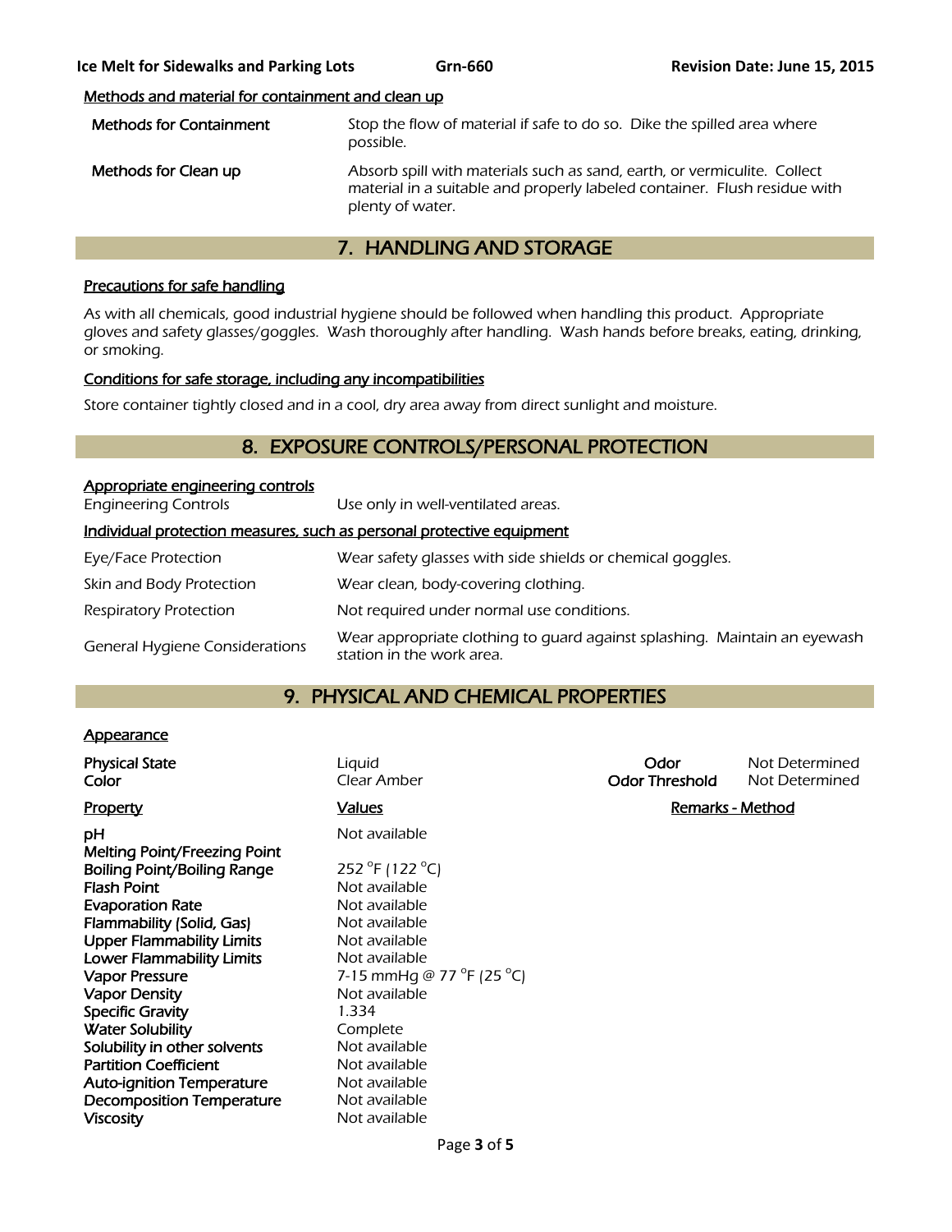#### Methods and material for containment and clean up

| | |
|---|---|
| **Methods for Containment** | Stop the flow of material if safe to do so. Dike the spilled area where possible. |
| **Methods for Clean up** | Absorb spill with materials such as sand, earth, or vermiculite. Collect material in a suitable and properly labeled container. Flush residue with plenty of water. |

## 7. HANDLING AND STORAGE

#### Precautions for safe handling

As with all chemicals, good industrial hygiene should be followed when handling this product. Appropriate gloves and safety glasses/goggles. Wash thoroughly after handling. Wash hands before breaks, eating, drinking, or smoking.

#### Conditions for safe storage, including any incompatibilities

Store container tightly closed and in a cool, dry area away from direct sunlight and moisture.

## 8. EXPOSURE CONTROLS/PERSONAL PROTECTION

#### Appropriate engineering controls

| | |
|---|---|
| Engineering Controls | Use only in well-ventilated areas. |

#### Individual protection measures, such as personal protective equipment

| | |
|---|---|
| Eye/Face Protection | Wear safety glasses with side shields or chemical goggles. |
| Skin and Body Protection | Wear clean, body-covering clothing. |
| Respiratory Protection | Not required under normal use conditions. |
| General Hygiene Considerations | Wear appropriate clothing to guard against splashing. Maintain an eyewash station in the work area. |

## 9. PHYSICAL AND CHEMICAL PROPERTIES

#### Appearance

| | | | |
|---|---|---|---|
| **Physical State** | Liquid | **Odor** | Not Determined |
| **Color** | Clear Amber | **Odor Threshold** | Not Determined |

| Property | Values | Remarks - Method |
|---|---|---|
| **pH** | Not available | |
| **Melting Point/Freezing Point** | | |
| **Boiling Point/Boiling Range** | 252 °F (122 °C) | |
| **Flash Point** | Not available | |
| **Evaporation Rate** | Not available | |
| **Flammability (Solid, Gas)** | Not available | |
| **Upper Flammability Limits** | Not available | |
| **Lower Flammability Limits** | Not available | |
| **Vapor Pressure** | 7-15 mmHg @ 77 °F (25 °C) | |
| **Vapor Density** | Not available | |
| **Specific Gravity** | 1.334 | |
| **Water Solubility** | Complete | |
| **Solubility in other solvents** | Not available | |
| **Partition Coefficient** | Not available | |
| **Auto-ignition Temperature** | Not available | |
| **Decomposition Temperature** | Not available | |
| **Viscosity** | Not available | |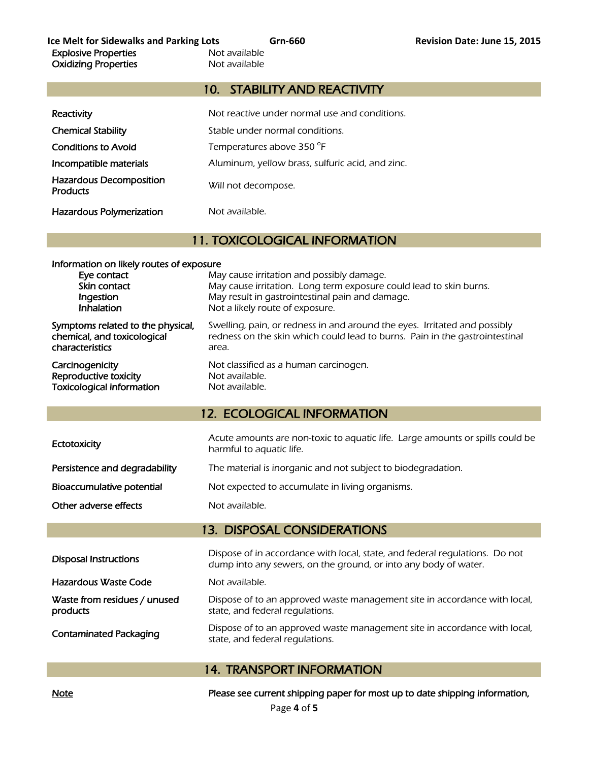| | |
|---|---|
| Explosive Properties | Not available |
| Oxidizing Properties | Not available |

## 10. STABILITY AND REACTIVITY

| | |
|---|---|
| Reactivity | Not reactive under normal use and conditions. |
| Chemical Stability | Stable under normal conditions. |
| Conditions to Avoid | Temperatures above 350 °F |
| Incompatible materials | Aluminum, yellow brass, sulfuric acid, and zinc. |
| Hazardous Decomposition Products | Will not decompose. |
| Hazardous Polymerization | Not available. |

## 11. TOXICOLOGICAL INFORMATION

**Information on likely routes of exposure**

| | |
|---|---|
| Eye contact | May cause irritation and possibly damage. |
| Skin contact | May cause irritation. Long term exposure could lead to skin burns. |
| Ingestion | May result in gastrointestinal pain and damage. |
| Inhalation | Not a likely route of exposure. |
| Symptoms related to the physical, chemical, and toxicological characteristics | Swelling, pain, or redness in and around the eyes. Irritated and possibly redness on the skin which could lead to burns. Pain in the gastrointestinal area. |
| Carcinogenicity | Not classified as a human carcinogen. |
| Reproductive toxicity | Not available. |
| Toxicological information | Not available. |

## 12. ECOLOGICAL INFORMATION

| | |
|---|---|
| Ectotoxicity | Acute amounts are non-toxic to aquatic life. Large amounts or spills could be harmful to aquatic life. |
| Persistence and degradability | The material is inorganic and not subject to biodegradation. |
| Bioaccumulative potential | Not expected to accumulate in living organisms. |
| Other adverse effects | Not available. |

## 13. DISPOSAL CONSIDERATIONS

| | |
|---|---|
| Disposal Instructions | Dispose of in accordance with local, state, and federal regulations. Do not dump into any sewers, on the ground, or into any body of water. |
| Hazardous Waste Code | Not available. |
| Waste from residues / unused products | Dispose of to an approved waste management site in accordance with local, state, and federal regulations. |
| Contaminated Packaging | Dispose of to an approved waste management site in accordance with local, state, and federal regulations. |

## 14. TRANSPORT INFORMATION

| | |
|---|---|
| Note | Please see current shipping paper for most up to date shipping information, |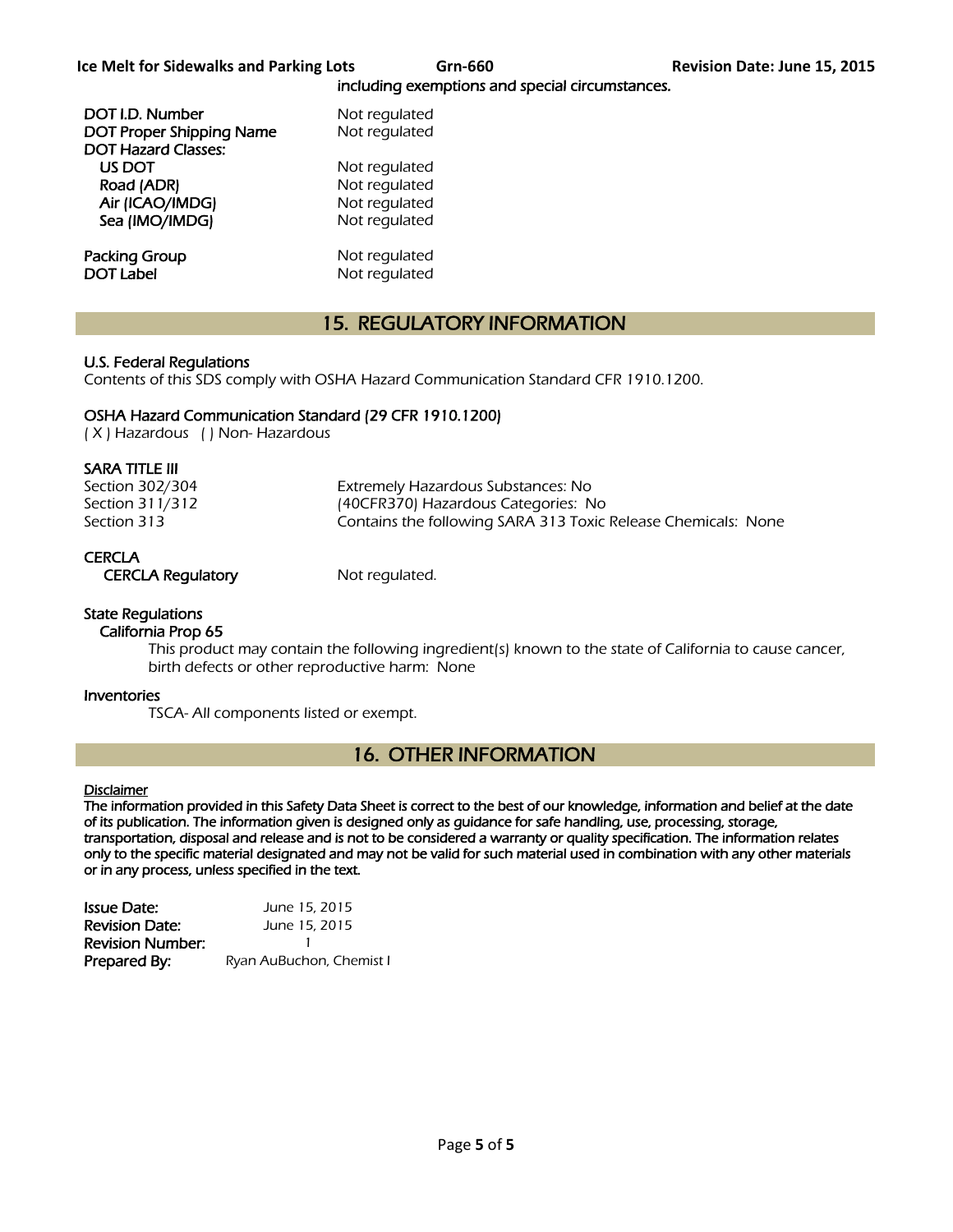including exemptions and special circumstances.

| | |
|---|---|
| **DOT I.D. Number** | Not regulated |
| **DOT Proper Shipping Name** | Not regulated |
| **DOT Hazard Classes:** | |
| **US DOT** | Not regulated |
| **Road (ADR)** | Not regulated |
| **Air (ICAO/IMDG)** | Not regulated |
| **Sea (IMO/IMDG)** | Not regulated |
| **Packing Group** | Not regulated |
| **DOT Label** | Not regulated |

## 15. REGULATORY INFORMATION

**U.S. Federal Regulations**

*Contents of this SDS comply with OSHA Hazard Communication Standard CFR 1910.1200.*

**OSHA Hazard Communication Standard (29 CFR 1910.1200)**

*( X ) Hazardous ( ) Non- Hazardous*

**SARA TITLE III**

| | |
|---|---|
| Section 302/304 | Extremely Hazardous Substances: No |
| Section 311/312 | (40CFR370) Hazardous Categories: No |
| Section 313 | Contains the following SARA 313 Toxic Release Chemicals: None |

**CERCLA**

**CERCLA Regulatory** *Not regulated.*

**State Regulations**

**California Prop 65**

*This product may contain the following ingredient(s) known to the state of California to cause cancer, birth defects or other reproductive harm: None*

**Inventories**

*TSCA- All components listed or exempt.*

## 16. OTHER INFORMATION

**Disclaimer**

**The information provided in this Safety Data Sheet is correct to the best of our knowledge, information and belief at the date of its publication. The information given is designed only as guidance for safe handling, use, processing, storage, transportation, disposal and release and is not to be considered a warranty or quality specification. The information relates only to the specific material designated and may not be valid for such material used in combination with any other materials or in any process, unless specified in the text.**

| | |
|---|---|
| **Issue Date:** | June 15, 2015 |
| **Revision Date:** | June 15, 2015 |
| **Revision Number:** | 1 |
| **Prepared By:** | Ryan AuBuchon, Chemist I |